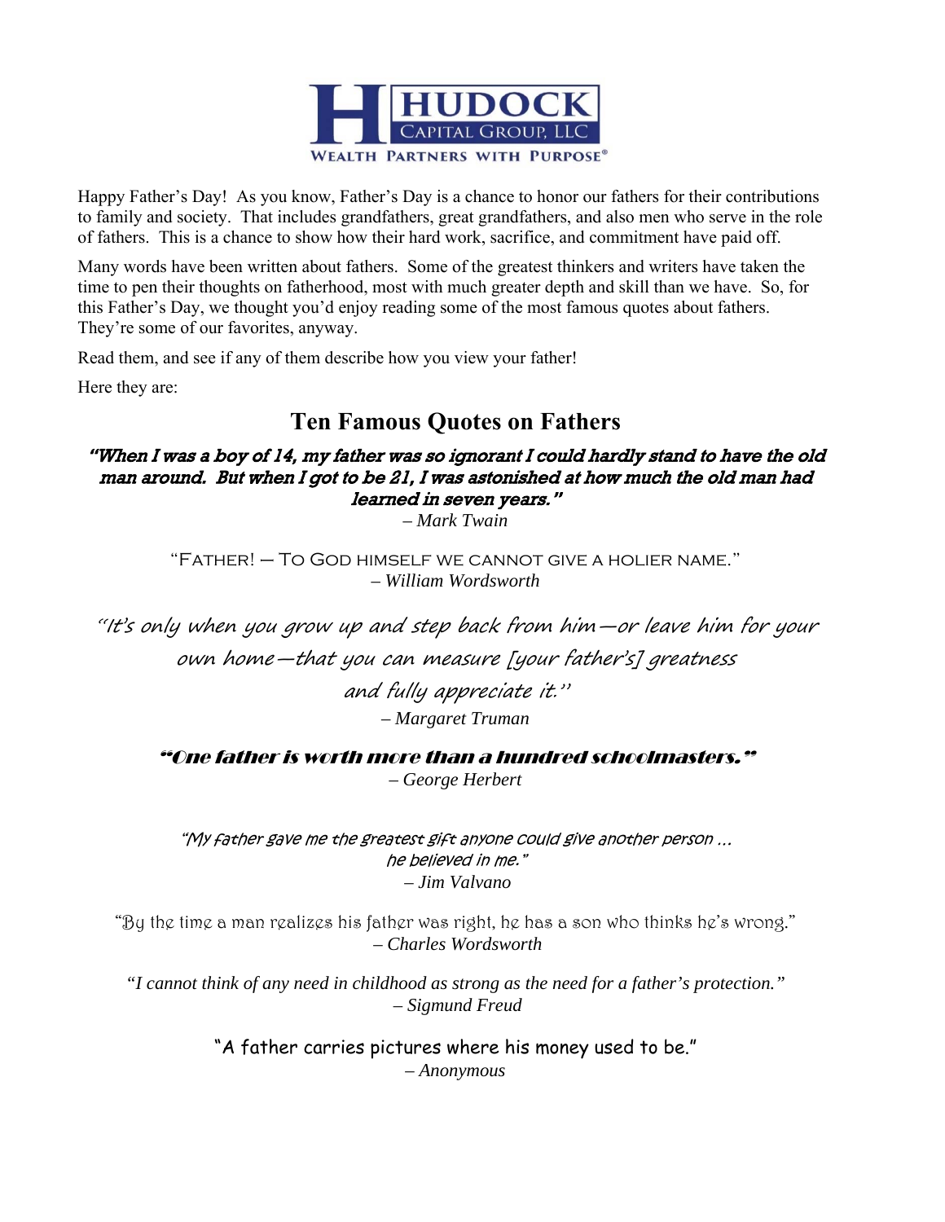HUDOCK

CAPITAL GROUP, LLC

WEALTH PARTNERS WITH PURPOSE®

Happy Father's Day! As you know, Father's Day is a chance to honor our fathers for their contributions to family and society. That includes grandfathers, great grandfathers, and also men who serve in the role of fathers. This is a chance to show how their hard work, sacrifice, and commitment have paid off.

Many words have been written about fathers. Some of the greatest thinkers and writers have taken the time to pen their thoughts on fatherhood, most with much greater depth and skill than we have. So, for this Father's Day, we thought you'd enjoy reading some of the most famous quotes about fathers. They're some of our favorites, anyway.

Read them, and see if any of them describe how you view your father!

Here they are:

## Ten Famous Quotes on Fathers

***"When I was a boy of 14, my father was so ignorant I could hardly stand to have the old man around. But when I got to be 21, I was astonished at how much the old man had learned in seven years."***
*– Mark Twain*

"FATHER! – TO GOD HIMSELF WE CANNOT GIVE A HOLIER NAME."
*– William Wordsworth*

*"It's only when you grow up and step back from him—or leave him for your own home—that you can measure [your father's] greatness and fully appreciate it."*
*– Margaret Truman*

***"One father is worth more than a hundred schoolmasters."***
*– George Herbert*

*"My father gave me the greatest gift anyone could give another person … he believed in me."*
*– Jim Valvano*

"By the time a man realizes his father was right, he has a son who thinks he's wrong."
*– Charles Wordsworth*

*"I cannot think of any need in childhood as strong as the need for a father's protection."*
*– Sigmund Freud*

"A father carries pictures where his money used to be."
*– Anonymous*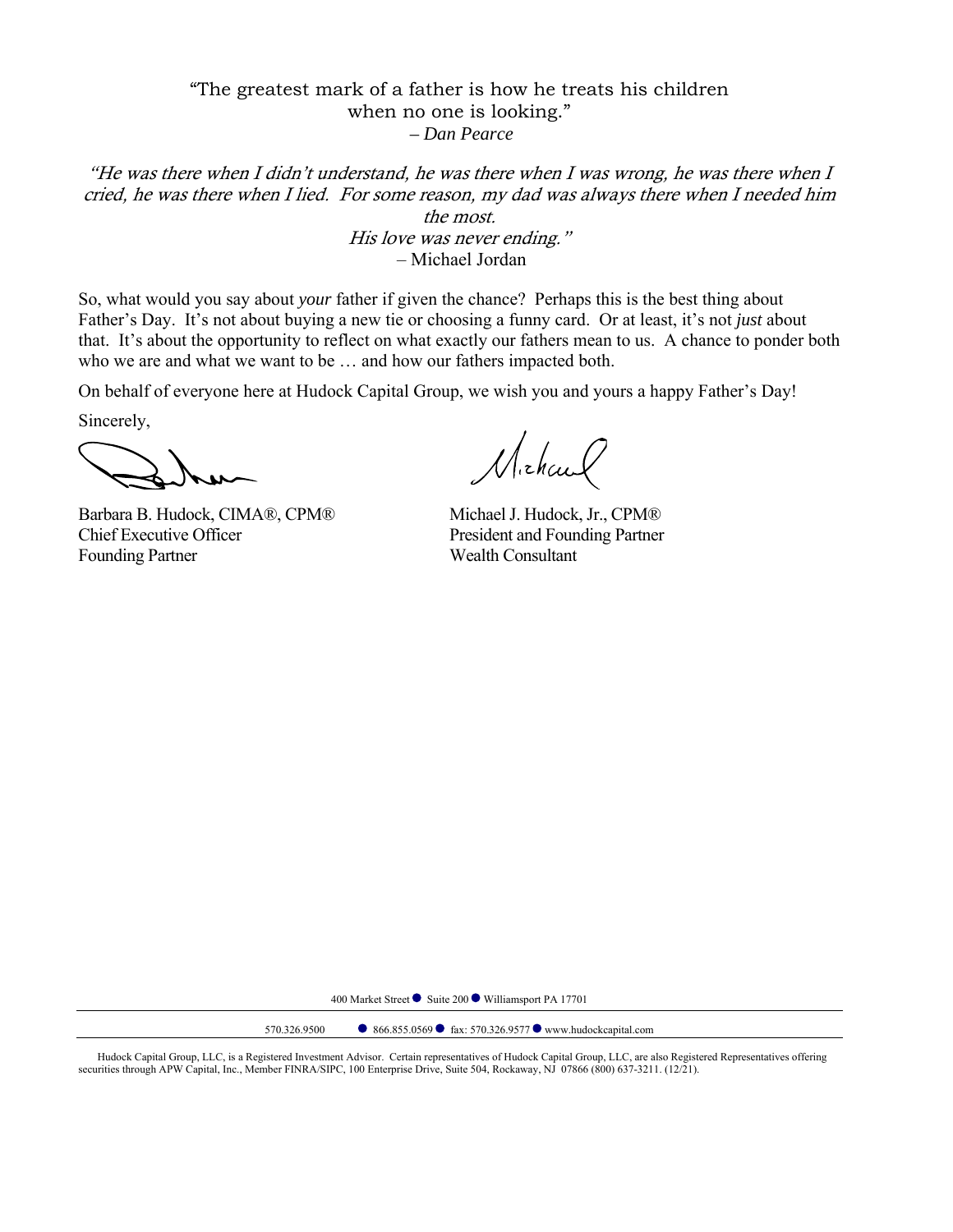"The greatest mark of a father is how he treats his children when no one is looking."
*– Dan Pearce*

*"He was there when I didn't understand, he was there when I was wrong, he was there when I cried, he was there when I lied. For some reason, my dad was always there when I needed him the most. His love was never ending."*
– Michael Jordan

So, what would you say about *your* father if given the chance? Perhaps this is the best thing about Father's Day. It's not about buying a new tie or choosing a funny card. Or at least, it's not *just* about that. It's about the opportunity to reflect on what exactly our fathers mean to us. A chance to ponder both who we are and what we want to be … and how our fathers impacted both.

On behalf of everyone here at Hudock Capital Group, we wish you and yours a happy Father's Day!

Sincerely,

Barbara B. Hudock, CIMA®, CPM®
Chief Executive Officer
Founding Partner

Michael J. Hudock, Jr., CPM®
President and Founding Partner
Wealth Consultant

400 Market Street ● Suite 200 ● Williamsport PA 17701

570.326.9500 ● 866.855.0569 ● fax: 570.326.9577 ● www.hudockcapital.com

Hudock Capital Group, LLC, is a Registered Investment Advisor. Certain representatives of Hudock Capital Group, LLC, are also Registered Representatives offering securities through APW Capital, Inc., Member FINRA/SIPC, 100 Enterprise Drive, Suite 504, Rockaway, NJ 07866 (800) 637-3211. (12/21).